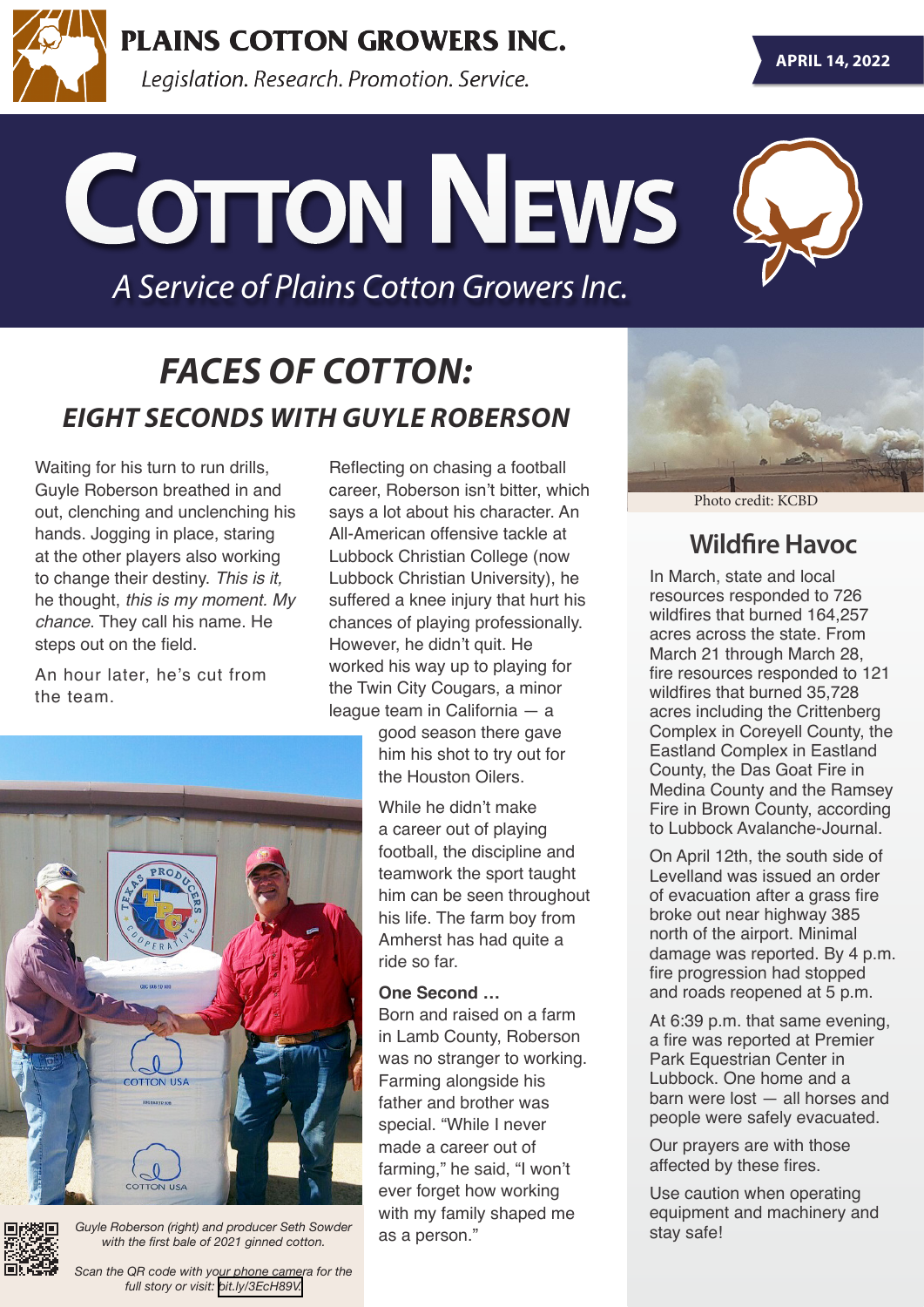# PLAINS COTTON GROWERS INC.

*Legislation. Research. Promotion. Service.*

**APRIL 14, 2022**

# COTTON NEWS

*A Service of Plains Cotton Growers Inc.*

## *FACES OF COTTON:*

### *EIGHT SECONDS WITH GUYLE ROBERSON*

Waiting for his turn to run drills, Guyle Roberson breathed in and out, clenching and unclenching his hands. Jogging in place, staring at the other players also working to change their destiny. *This is it,* he thought, *this is my moment. My chance*. They call his name. He steps out on the field.

An hour later, he's cut from the team.

Reflecting on chasing a football career, Roberson isn't bitter, which says a lot about his character. An All-American offensive tackle at Lubbock Christian College (now Lubbock Christian University), he suffered a knee injury that hurt his chances of playing professionally. However, he didn't quit. He worked his way up to playing for the Twin City Cougars, a minor league team in California — a good season there gave him his shot to try out for the Houston Oilers.

While he didn't make a career out of playing football, the discipline and teamwork the sport taught him can be seen throughout his life. The farm boy from Amherst has had quite a ride so far.

**One Second …**

Born and raised on a farm in Lamb County, Roberson was no stranger to working. Farming alongside his father and brother was special. "While I never made a career out of farming," he said, "I won't ever forget how working with my family shaped me as a person."

*Guyle Roberson (right) and producer Seth Sowder with the first bale of 2021 ginned cotton.*

*Scan the QR code with your phone camera for the full story or visit: bit.ly/3EcH89V.*

Photo credit: KCBD

## Wildfire Havoc

In March, state and local resources responded to 726 wildfires that burned 164,257 acres across the state. From March 21 through March 28, fire resources responded to 121 wildfires that burned 35,728 acres including the Crittenberg Complex in Coreyell County, the Eastland Complex in Eastland County, the Das Goat Fire in Medina County and the Ramsey Fire in Brown County, according to Lubbock Avalanche-Journal.

On April 12th, the south side of Levelland was issued an order of evacuation after a grass fire broke out near highway 385 north of the airport. Minimal damage was reported. By 4 p.m. fire progression had stopped and roads reopened at 5 p.m.

At 6:39 p.m. that same evening, a fire was reported at Premier Park Equestrian Center in Lubbock. One home and a barn were lost — all horses and people were safely evacuated.

Our prayers are with those affected by these fires.

Use caution when operating equipment and machinery and stay safe!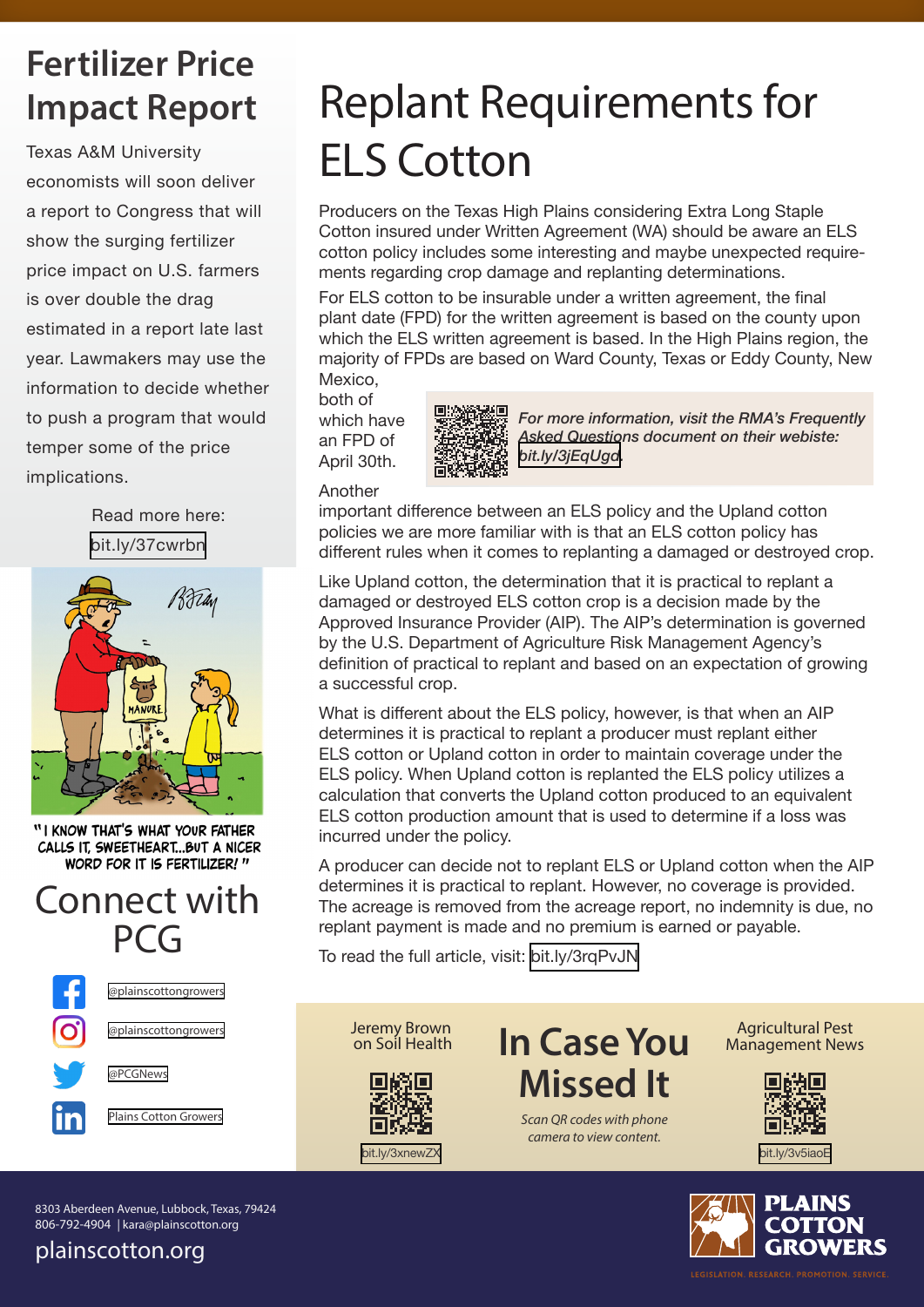## Fertilizer Price Impact Report

Texas A&M University economists will soon deliver a report to Congress that will show the surging fertilizer price impact on U.S. farmers is over double the drag estimated in a report late last year. Lawmakers may use the information to decide whether to push a program that would temper some of the price implications.

Read more here: bit.ly/37cwrbn

"I KNOW THAT'S WHAT YOUR FATHER CALLS IT, SWEETHEART...BUT A NICER WORD FOR IT IS FERTILIZER!"

# Replant Requirements for ELS Cotton

Producers on the Texas High Plains considering Extra Long Staple Cotton insured under Written Agreement (WA) should be aware an ELS cotton policy includes some interesting and maybe unexpected requirements regarding crop damage and replanting determinations.

For ELS cotton to be insurable under a written agreement, the final plant date (FPD) for the written agreement is based on the county upon which the ELS written agreement is based. In the High Plains region, the majority of FPDs are based on Ward County, Texas or Eddy County, New Mexico, both of which have an FPD of April 30th.

*For more information, visit the RMA's Frequently Asked Questions document on their webiste: bit.ly/3jEqUgd*

Another important difference between an ELS policy and the Upland cotton policies we are more familiar with is that an ELS cotton policy has different rules when it comes to replanting a damaged or destroyed crop.

Like Upland cotton, the determination that it is practical to replant a damaged or destroyed ELS cotton crop is a decision made by the Approved Insurance Provider (AIP). The AIP's determination is governed by the U.S. Department of Agriculture Risk Management Agency's definition of practical to replant and based on an expectation of growing a successful crop.

What is different about the ELS policy, however, is that when an AIP determines it is practical to replant a producer must replant either ELS cotton or Upland cotton in order to maintain coverage under the ELS policy. When Upland cotton is replanted the ELS policy utilizes a calculation that converts the Upland cotton produced to an equivalent ELS cotton production amount that is used to determine if a loss was incurred under the policy.

A producer can decide not to replant ELS or Upland cotton when the AIP determines it is practical to replant. However, no coverage is provided. The acreage is removed from the acreage report, no indemnity is due, no replant payment is made and no premium is earned or payable.

To read the full article, visit: bit.ly/3rqPvJN

## Connect with PCG

- Facebook: @plainscottongrowers
- Instagram: @plainscottongrowers
- Twitter: @PCGNews
- LinkedIn: Plains Cotton Growers

## In Case You Missed It

*Scan QR codes with phone camera to view content.*

Jeremy Brown on Soil Health: bit.ly/3xnewZX

Agricultural Pest Management News: bit.ly/3v5iaoE

8303 Aberdeen Avenue, Lubbock, Texas, 79424
806-792-4904 | kara@plainscotton.org

plainscotton.org

PLAINS COTTON GROWERS
LEGISLATION. RESEARCH. PROMOTION. SERVICE.